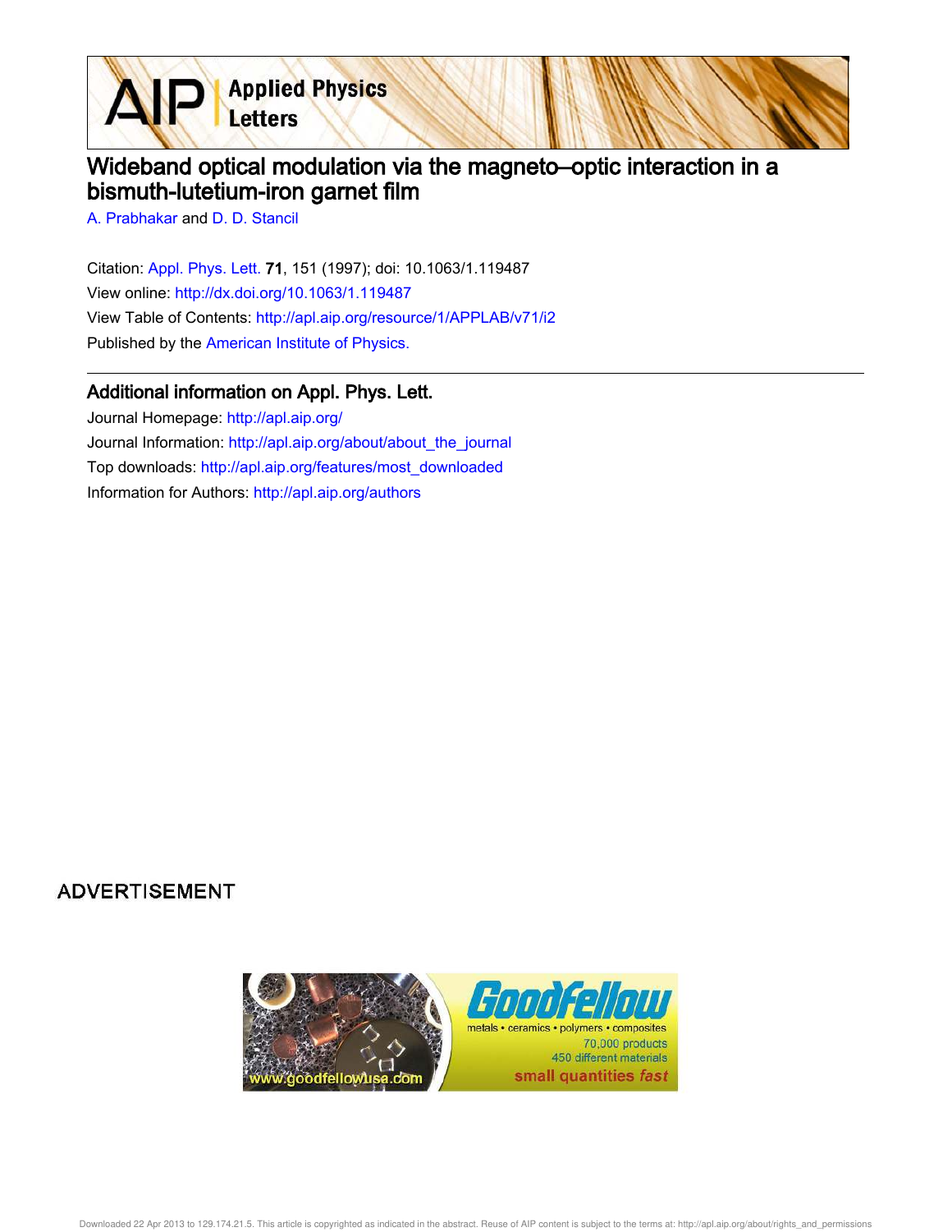# Wideband optical modulation via the magneto–optic interaction in a bismuth-lutetium-iron garnet film

A. Prabhakar and D. D. Stancil

Citation: Appl. Phys. Lett. **71**, 151 (1997); doi: 10.1063/1.119487

View online: http://dx.doi.org/10.1063/1.119487

View Table of Contents: http://apl.aip.org/resource/1/APPLAB/v71/i2

Published by the American Institute of Physics.

## Additional information on Appl. Phys. Lett.

Journal Homepage: http://apl.aip.org/

Journal Information: http://apl.aip.org/about/about_the_journal

Top downloads: http://apl.aip.org/features/most_downloaded

Information for Authors: http://apl.aip.org/authors

ADVERTISEMENT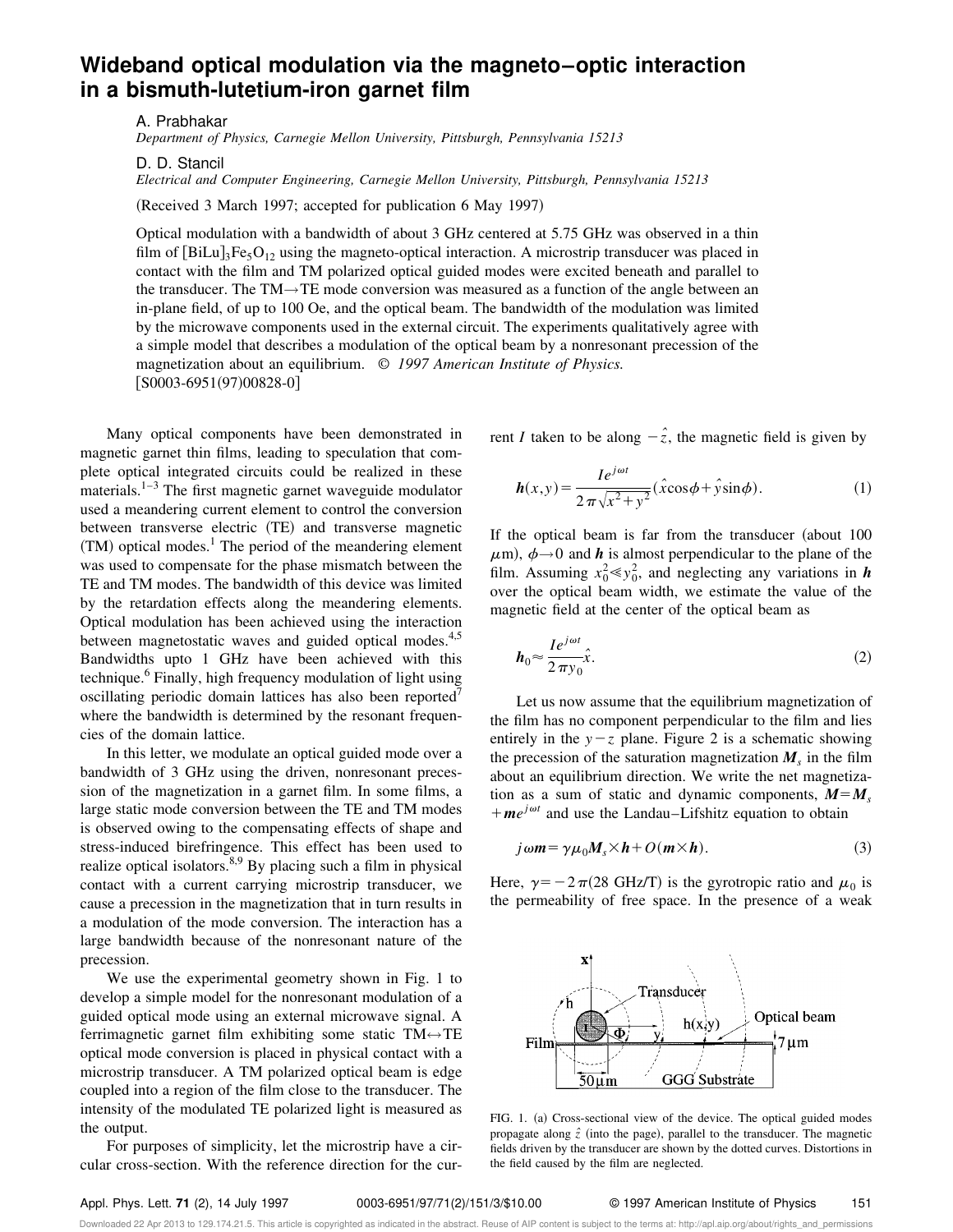# Wideband optical modulation via the magneto–optic interaction in a bismuth-lutetium-iron garnet film

A. Prabhakar
*Department of Physics, Carnegie Mellon University, Pittsburgh, Pennsylvania 15213*

D. D. Stancil
*Electrical and Computer Engineering, Carnegie Mellon University, Pittsburgh, Pennsylvania 15213*

(Received 3 March 1997; accepted for publication 6 May 1997)

Optical modulation with a bandwidth of about 3 GHz centered at 5.75 GHz was observed in a thin film of $[\mathrm{BiLu}]_3\mathrm{Fe}_5\mathrm{O}_{12}$ using the magneto-optical interaction. A microstrip transducer was placed in contact with the film and TM polarized optical guided modes were excited beneath and parallel to the transducer. The TM→TE mode conversion was measured as a function of the angle between an in-plane field, of up to 100 Oe, and the optical beam. The bandwidth of the modulation was limited by the microwave components used in the external circuit. The experiments qualitatively agree with a simple model that describes a modulation of the optical beam by a nonresonant precession of the magnetization about an equilibrium. © *1997 American Institute of Physics.* [S0003-6951(97)00828-0]

Many optical components have been demonstrated in magnetic garnet thin films, leading to speculation that complete optical integrated circuits could be realized in these materials.[1–3] The first magnetic garnet waveguide modulator used a meandering current element to control the conversion between transverse electric (TE) and transverse magnetic (TM) optical modes.[1] The period of the meandering element was used to compensate for the phase mismatch between the TE and TM modes. The bandwidth of this device was limited by the retardation effects along the meandering elements. Optical modulation has been achieved using the interaction between magnetostatic waves and guided optical modes.[4,5] Bandwidths upto 1 GHz have been achieved with this technique.[6] Finally, high frequency modulation of light using oscillating periodic domain lattices has also been reported[7] where the bandwidth is determined by the resonant frequencies of the domain lattice.

In this letter, we modulate an optical guided mode over a bandwidth of 3 GHz using the driven, nonresonant precession of the magnetization in a garnet film. In some films, a large static mode conversion between the TE and TM modes is observed owing to the compensating effects of shape and stress-induced birefringence. This effect has been used to realize optical isolators.[8,9] By placing such a film in physical contact with a current carrying microstrip transducer, we cause a precession in the magnetization that in turn results in a modulation of the mode conversion. The interaction has a large bandwidth because of the nonresonant nature of the precession.

We use the experimental geometry shown in Fig. 1 to develop a simple model for the nonresonant modulation of a guided optical mode using an external microwave signal. A ferrimagnetic garnet film exhibiting some static TM↔TE optical mode conversion is placed in physical contact with a microstrip transducer. A TM polarized optical beam is edge coupled into a region of the film close to the transducer. The intensity of the modulated TE polarized light is measured as the output.

For purposes of simplicity, let the microstrip have a circular cross-section. With the reference direction for the current $I$ taken to be along $-\hat{z}$, the magnetic field is given by

$$\boldsymbol{h}(x,y)=\frac{Ie^{j\omega t}}{2\pi\sqrt{x^2+y^2}}(\hat{x}\cos\phi+\hat{y}\sin\phi). \tag{1}$$

If the optical beam is far from the transducer (about 100 $\mu$m), $\phi\to 0$ and $\boldsymbol{h}$ is almost perpendicular to the plane of the film. Assuming $x_0^2 \ll y_0^2$, and neglecting any variations in $\boldsymbol{h}$ over the optical beam width, we estimate the value of the magnetic field at the center of the optical beam as

$$\boldsymbol{h}_0\approx\frac{Ie^{j\omega t}}{2\pi y_0}\hat{x}. \tag{2}$$

Let us now assume that the equilibrium magnetization of the film has no component perpendicular to the film and lies entirely in the $y-z$ plane. Figure 2 is a schematic showing the precession of the saturation magnetization $\boldsymbol{M}_s$ in the film about an equilibrium direction. We write the net magnetization as a sum of static and dynamic components, $\boldsymbol{M}=\boldsymbol{M}_s+\boldsymbol{m}e^{j\omega t}$ and use the Landau–Lifshitz equation to obtain

$$j\omega\boldsymbol{m}=\gamma\mu_0\boldsymbol{M}_s\times\boldsymbol{h}+O(\boldsymbol{m}\times\boldsymbol{h}). \tag{3}$$

Here, $\gamma=-2\pi(28\ \mathrm{GHz/T})$ is the gyrotropic ratio and $\mu_0$ is the permeability of free space. In the presence of a weak

FIG. 1. (a) Cross-sectional view of the device. The optical guided modes propagate along $\hat{z}$ (into the page), parallel to the transducer. The magnetic fields driven by the transducer are shown by the dotted curves. Distortions in the field caused by the film are neglected.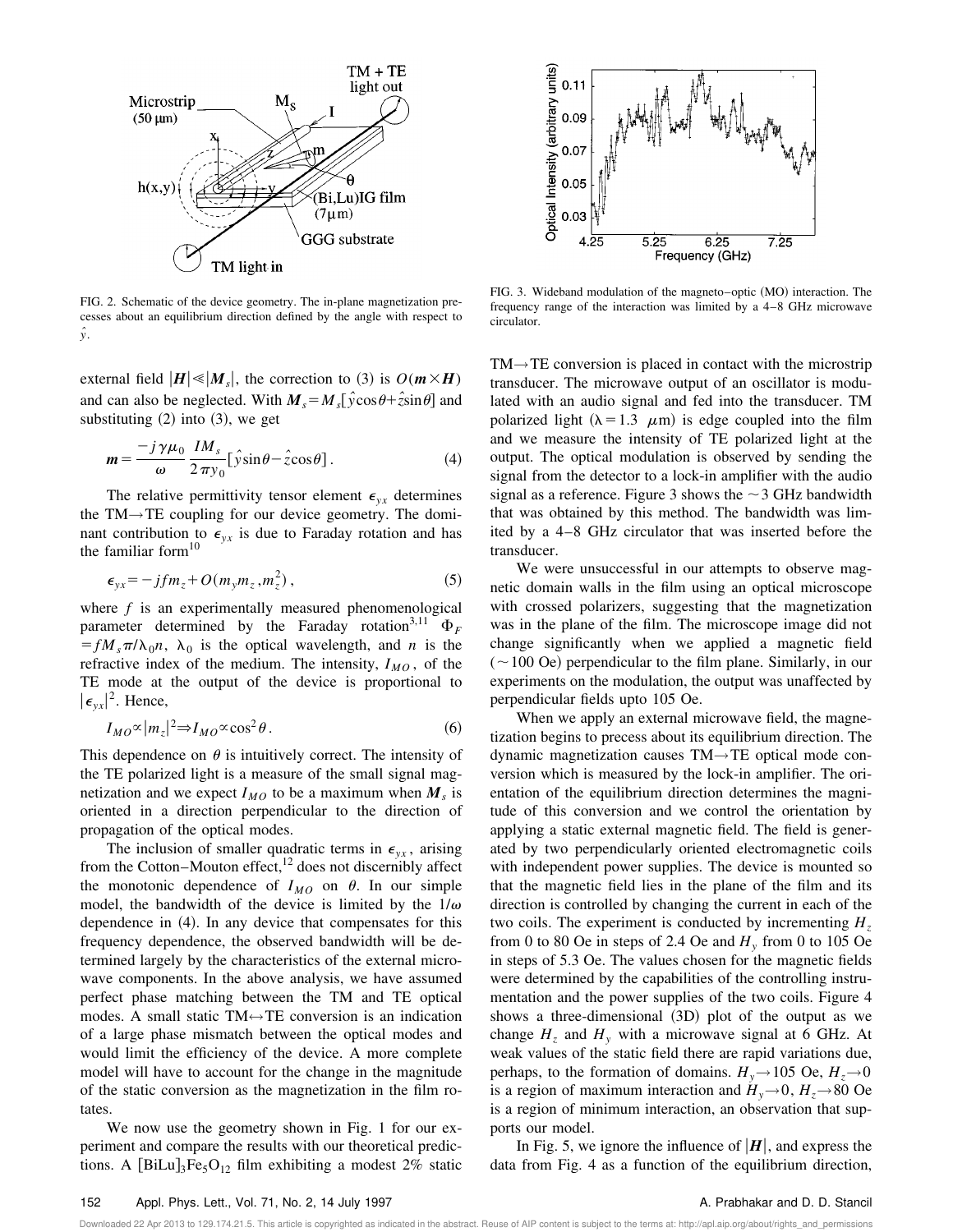FIG. 2. Schematic of the device geometry. The in-plane magnetization precesses about an equilibrium direction defined by the angle with respect to $\hat{y}$.

FIG. 3. Wideband modulation of the magneto–optic (MO) interaction. The frequency range of the interaction was limited by a 4–8 GHz microwave circulator.

external field $|\boldsymbol{H}| \ll |\boldsymbol{M}_s|$, the correction to (3) is $O(\boldsymbol{m} \times \boldsymbol{H})$ and can also be neglected. With $\boldsymbol{M}_s = M_s[\hat{y}\cos\theta + \hat{z}\sin\theta]$ and substituting (2) into (3), we get

$$\boldsymbol{m} = \frac{-j\gamma\mu_0}{\omega} \frac{IM_s}{2\pi y_0}[\hat{y}\sin\theta - \hat{z}\cos\theta]. \quad (4)$$

The relative permittivity tensor element $\epsilon_{yx}$ determines the TM→TE coupling for our device geometry. The dominant contribution to $\epsilon_{yx}$ is due to Faraday rotation and has the familiar form[10]

$$\epsilon_{yx} = -jfm_z + O(m_y m_z, m_z^2), \quad (5)$$

where $f$ is an experimentally measured phenomenological parameter determined by the Faraday rotation[3,11] $\Phi_F = fM_s\pi/\lambda_0 n$, $\lambda_0$ is the optical wavelength, and $n$ is the refractive index of the medium. The intensity, $I_{MO}$, of the TE mode at the output of the device is proportional to $|\epsilon_{yx}|^2$. Hence,

$$I_{MO} \propto |m_z|^2 \Rightarrow I_{MO} \propto \cos^2\theta. \quad (6)$$

This dependence on $\theta$ is intuitively correct. The intensity of the TE polarized light is a measure of the small signal magnetization and we expect $I_{MO}$ to be a maximum when $\boldsymbol{M}_s$ is oriented in a direction perpendicular to the direction of propagation of the optical modes.

The inclusion of smaller quadratic terms in $\epsilon_{yx}$, arising from the Cotton–Mouton effect,[12] does not discernibly affect the monotonic dependence of $I_{MO}$ on $\theta$. In our simple model, the bandwidth of the device is limited by the $1/\omega$ dependence in (4). In any device that compensates for this frequency dependence, the observed bandwidth will be determined largely by the characteristics of the external microwave components. In the above analysis, we have assumed perfect phase matching between the TM and TE optical modes. A small static TM↔TE conversion is an indication of a large phase mismatch between the optical modes and would limit the efficiency of the device. A more complete model will have to account for the change in the magnitude of the static conversion as the magnetization in the film rotates.

We now use the geometry shown in Fig. 1 for our experiment and compare the results with our theoretical predictions. A $[\mathrm{BiLu}]_3\mathrm{Fe}_5\mathrm{O}_{12}$ film exhibiting a modest 2% static TM→TE conversion is placed in contact with the microstrip transducer. The microwave output of an oscillator is modulated with an audio signal and fed into the transducer. TM polarized light ($\lambda = 1.3$ $\mu$m) is edge coupled into the film and we measure the intensity of TE polarized light at the output. The optical modulation is observed by sending the signal from the detector to a lock-in amplifier with the audio signal as a reference. Figure 3 shows the ~3 GHz bandwidth that was obtained by this method. The bandwidth was limited by a 4–8 GHz circulator that was inserted before the transducer.

We were unsuccessful in our attempts to observe magnetic domain walls in the film using an optical microscope with crossed polarizers, suggesting that the magnetization was in the plane of the film. The microscope image did not change significantly when we applied a magnetic field (~100 Oe) perpendicular to the film plane. Similarly, in our experiments on the modulation, the output was unaffected by perpendicular fields upto 105 Oe.

When we apply an external microwave field, the magnetization begins to precess about its equilibrium direction. The dynamic magnetization causes TM→TE optical mode conversion which is measured by the lock-in amplifier. The orientation of the equilibrium direction determines the magnitude of this conversion and we control the orientation by applying a static external magnetic field. The field is generated by two perpendicularly oriented electromagnetic coils with independent power supplies. The device is mounted so that the magnetic field lies in the plane of the film and its direction is controlled by changing the current in each of the two coils. The experiment is conducted by incrementing $H_z$ from 0 to 80 Oe in steps of 2.4 Oe and $H_y$ from 0 to 105 Oe in steps of 5.3 Oe. The values chosen for the magnetic fields were determined by the capabilities of the controlling instrumentation and the power supplies of the two coils. Figure 4 shows a three-dimensional (3D) plot of the output as we change $H_z$ and $H_y$ with a microwave signal at 6 GHz. At weak values of the static field there are rapid variations due, perhaps, to the formation of domains. $H_y \to 105$ Oe, $H_z \to 0$ is a region of maximum interaction and $H_y \to 0$, $H_z \to 80$ Oe is a region of minimum interaction, an observation that supports our model.

In Fig. 5, we ignore the influence of $|\boldsymbol{H}|$, and express the data from Fig. 4 as a function of the equilibrium direction,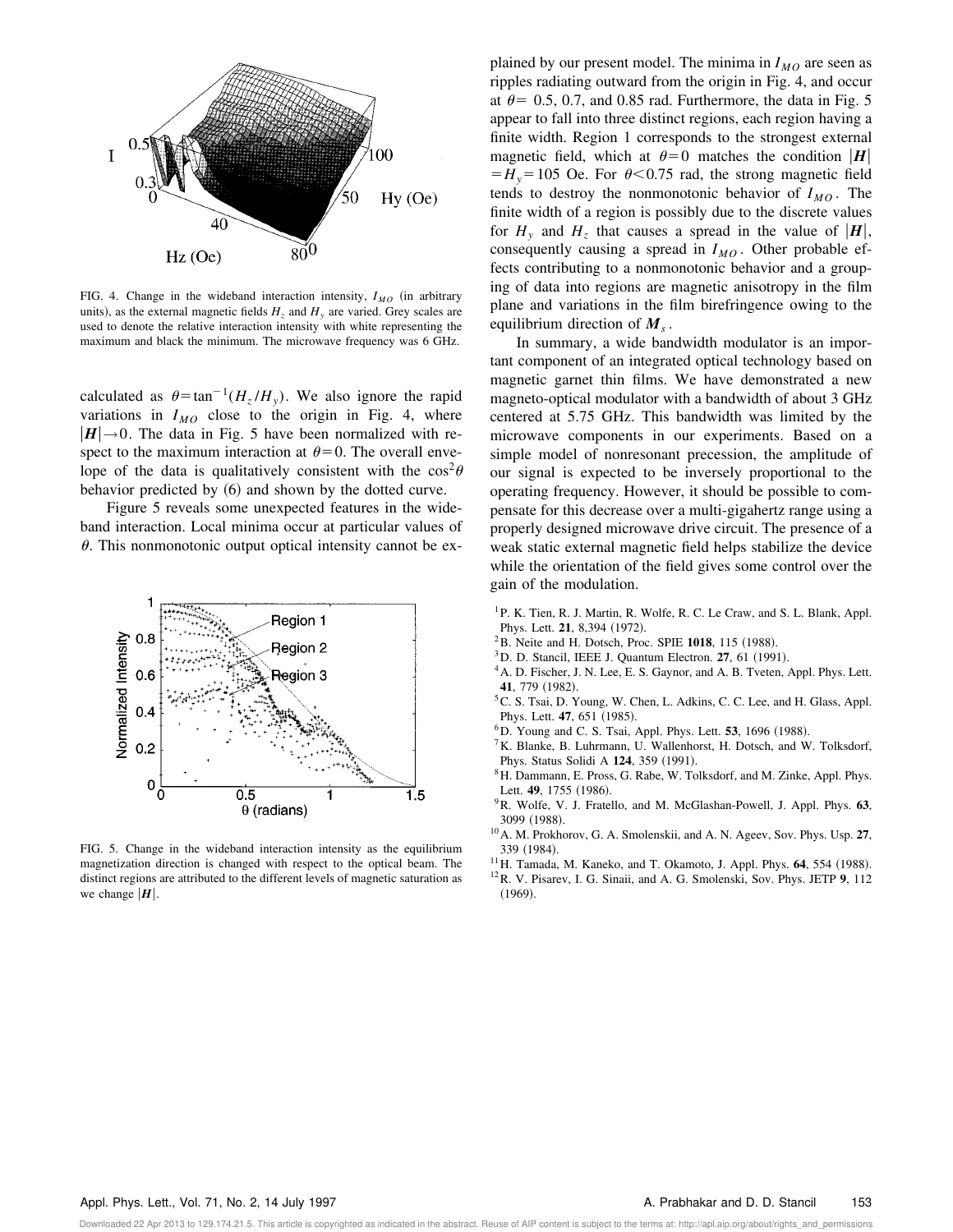I
0.5
0.3
0
40
80
0
50
100
Hz (Oe)
Hy (Oe)

FIG. 4. Change in the wideband interaction intensity, $I_{MO}$ (in arbitrary units), as the external magnetic fields $H_z$ and $H_y$ are varied. Grey scales are used to denote the relative interaction intensity with white representing the maximum and black the minimum. The microwave frequency was 6 GHz.

calculated as $\theta = \tan^{-1}(H_z/H_y)$. We also ignore the rapid variations in $I_{MO}$ close to the origin in Fig. 4, where $|\boldsymbol{H}| \to 0$. The data in Fig. 5 have been normalized with respect to the maximum interaction at $\theta = 0$. The overall envelope of the data is qualitatively consistent with the $\cos^2\theta$ behavior predicted by (6) and shown by the dotted curve.

Figure 5 reveals some unexpected features in the wideband interaction. Local minima occur at particular values of $\theta$. This nonmonotonic output optical intensity cannot be explained by our present model. The minima in $I_{MO}$ are seen as ripples radiating outward from the origin in Fig. 4, and occur at $\theta =$ 0.5, 0.7, and 0.85 rad. Furthermore, the data in Fig. 5 appear to fall into three distinct regions, each region having a finite width. Region 1 corresponds to the strongest external magnetic field, which at $\theta = 0$ matches the condition $|\boldsymbol{H}| = H_y = 105$ Oe. For $\theta < 0.75$ rad, the strong magnetic field tends to destroy the nonmonotonic behavior of $I_{MO}$. The finite width of a region is possibly due to the discrete values for $H_y$ and $H_z$ that causes a spread in the value of $|\boldsymbol{H}|$, consequently causing a spread in $I_{MO}$. Other probable effects contributing to a nonmonotonic behavior and a grouping of data into regions are magnetic anisotropy in the film plane and variations in the film birefringence owing to the equilibrium direction of $\boldsymbol{M}_s$.

Normalized Intensity
θ (radians)
Region 1
Region 2
Region 3
0
0.2
0.4
0.6
0.8
1
0
0.5
1
1.5

FIG. 5. Change in the wideband interaction intensity as the equilibrium magnetization direction is changed with respect to the optical beam. The distinct regions are attributed to the different levels of magnetic saturation as we change $|\boldsymbol{H}|$.

In summary, a wide bandwidth modulator is an important component of an integrated optical technology based on magnetic garnet thin films. We have demonstrated a new magneto-optical modulator with a bandwidth of about 3 GHz centered at 5.75 GHz. This bandwidth was limited by the microwave components in our experiments. Based on a simple model of nonresonant precession, the amplitude of our signal is expected to be inversely proportional to the operating frequency. However, it should be possible to compensate for this decrease over a multi-gigahertz range using a properly designed microwave drive circuit. The presence of a weak static external magnetic field helps stabilize the device while the orientation of the field gives some control over the gain of the modulation.

[1] P. K. Tien, R. J. Martin, R. Wolfe, R. C. Le Craw, and S. L. Blank, Appl. Phys. Lett. **21**, 8,394 (1972).
[2] B. Neite and H. Dotsch, Proc. SPIE **1018**, 115 (1988).
[3] D. D. Stancil, IEEE J. Quantum Electron. **27**, 61 (1991).
[4] A. D. Fischer, J. N. Lee, E. S. Gaynor, and A. B. Tveten, Appl. Phys. Lett. **41**, 779 (1982).
[5] C. S. Tsai, D. Young, W. Chen, L. Adkins, C. C. Lee, and H. Glass, Appl. Phys. Lett. **47**, 651 (1985).
[6] D. Young and C. S. Tsai, Appl. Phys. Lett. **53**, 1696 (1988).
[7] K. Blanke, B. Luhrmann, U. Wallenhorst, H. Dotsch, and W. Tolksdorf, Phys. Status Solidi A **124**, 359 (1991).
[8] H. Dammann, E. Pross, G. Rabe, W. Tolksdorf, and M. Zinke, Appl. Phys. Lett. **49**, 1755 (1986).
[9] R. Wolfe, V. J. Fratello, and M. McGlashan-Powell, J. Appl. Phys. **63**, 3099 (1988).
[10] A. M. Prokhorov, G. A. Smolenskii, and A. N. Ageev, Sov. Phys. Usp. **27**, 339 (1984).
[11] H. Tamada, M. Kaneko, and T. Okamoto, J. Appl. Phys. **64**, 554 (1988).
[12] R. V. Pisarev, I. G. Sinaii, and A. G. Smolenski, Sov. Phys. JETP **9**, 112 (1969).